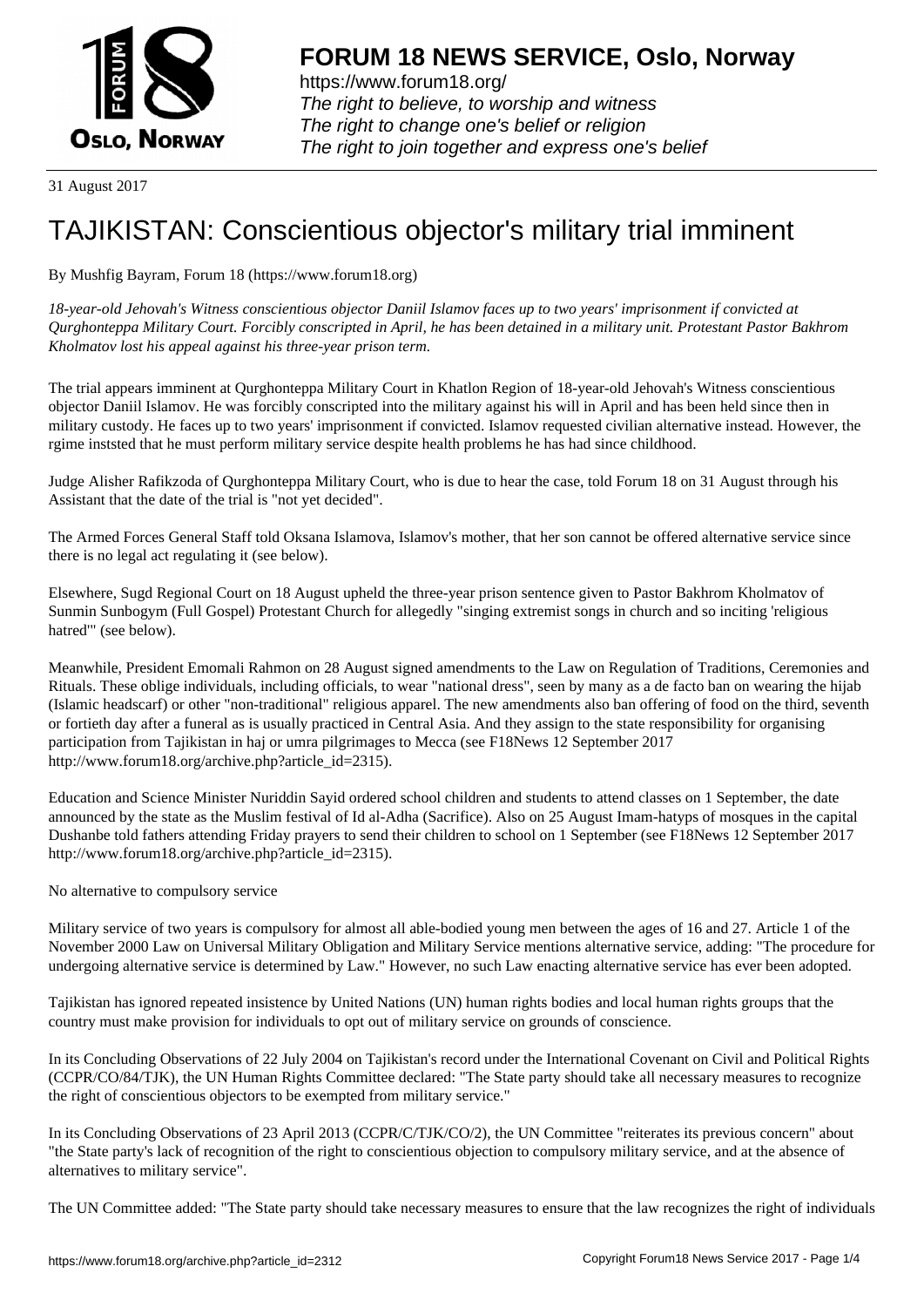# FORUM 18 NEWS SERVICE, Oslo, Norway

https://www.forum18.org/
*The right to believe, to worship and witness*
*The right to change one's belief or religion*
*The right to join together and express one's belief*

31 August 2017

# TAJIKISTAN: Conscientious objector's military trial imminent

By Mushfig Bayram, Forum 18 (https://www.forum18.org)

*18-year-old Jehovah's Witness conscientious objector Daniil Islamov faces up to two years' imprisonment if convicted at Qurghonteppa Military Court. Forcibly conscripted in April, he has been detained in a military unit. Protestant Pastor Bakhrom Kholmatov lost his appeal against his three-year prison term.*

The trial appears imminent at Qurghonteppa Military Court in Khatlon Region of 18-year-old Jehovah's Witness conscientious objector Daniil Islamov. He was forcibly conscripted into the military against his will in April and has been held since then in military custody. He faces up to two years' imprisonment if convicted. Islamov requested civilian alternative instead. However, the rgime inststed that he must perform military service despite health problems he has had since childhood.

Judge Alisher Rafikzoda of Qurghonteppa Military Court, who is due to hear the case, told Forum 18 on 31 August through his Assistant that the date of the trial is "not yet decided".

The Armed Forces General Staff told Oksana Islamova, Islamov's mother, that her son cannot be offered alternative service since there is no legal act regulating it (see below).

Elsewhere, Sugd Regional Court on 18 August upheld the three-year prison sentence given to Pastor Bakhrom Kholmatov of Sunmin Sunbogym (Full Gospel) Protestant Church for allegedly "singing extremist songs in church and so inciting 'religious hatred'" (see below).

Meanwhile, President Emomali Rahmon on 28 August signed amendments to the Law on Regulation of Traditions, Ceremonies and Rituals. These oblige individuals, including officials, to wear "national dress", seen by many as a de facto ban on wearing the hijab (Islamic headscarf) or other "non-traditional" religious apparel. The new amendments also ban offering of food on the third, seventh or fortieth day after a funeral as is usually practiced in Central Asia. And they assign to the state responsibility for organising participation from Tajikistan in haj or umra pilgrimages to Mecca (see F18News 12 September 2017 http://www.forum18.org/archive.php?article_id=2315).

Education and Science Minister Nuriddin Sayid ordered school children and students to attend classes on 1 September, the date announced by the state as the Muslim festival of Id al-Adha (Sacrifice). Also on 25 August Imam-hatyps of mosques in the capital Dushanbe told fathers attending Friday prayers to send their children to school on 1 September (see F18News 12 September 2017 http://www.forum18.org/archive.php?article_id=2315).

No alternative to compulsory service

Military service of two years is compulsory for almost all able-bodied young men between the ages of 16 and 27. Article 1 of the November 2000 Law on Universal Military Obligation and Military Service mentions alternative service, adding: "The procedure for undergoing alternative service is determined by Law." However, no such Law enacting alternative service has ever been adopted.

Tajikistan has ignored repeated insistence by United Nations (UN) human rights bodies and local human rights groups that the country must make provision for individuals to opt out of military service on grounds of conscience.

In its Concluding Observations of 22 July 2004 on Tajikistan's record under the International Covenant on Civil and Political Rights (CCPR/CO/84/TJK), the UN Human Rights Committee declared: "The State party should take all necessary measures to recognize the right of conscientious objectors to be exempted from military service."

In its Concluding Observations of 23 April 2013 (CCPR/C/TJK/CO/2), the UN Committee "reiterates its previous concern" about "the State party's lack of recognition of the right to conscientious objection to compulsory military service, and at the absence of alternatives to military service".

The UN Committee added: "The State party should take necessary measures to ensure that the law recognizes the right of individuals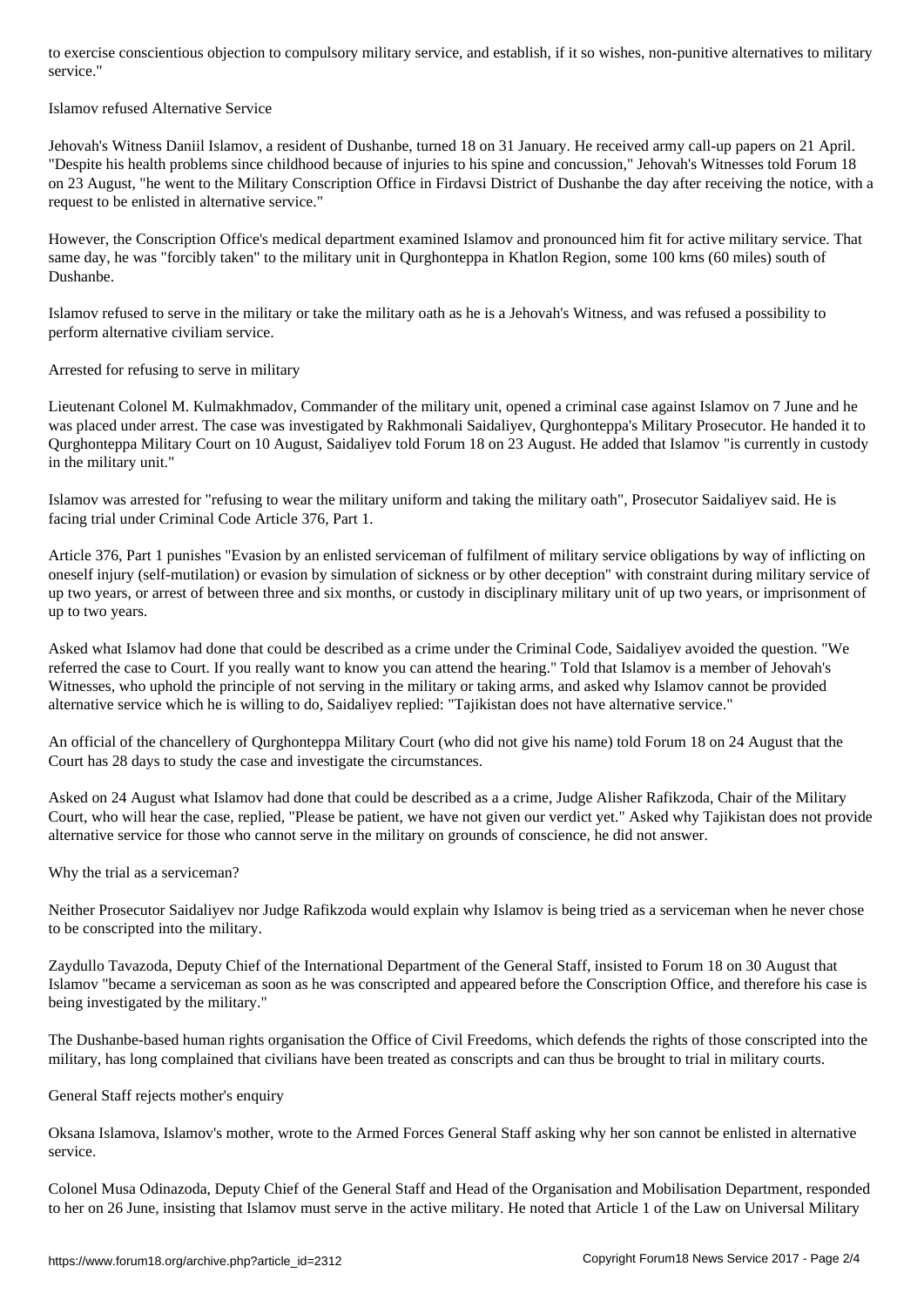to exercise conscientious objection to compulsory military service, and establish, if it so wishes, non-punitive alternatives to military service."

## Islamov refused Alternative Service

Jehovah's Witness Daniil Islamov, a resident of Dushanbe, turned 18 on 31 January. He received army call-up papers on 21 April. "Despite his health problems since childhood because of injuries to his spine and concussion," Jehovah's Witnesses told Forum 18 on 23 August, "he went to the Military Conscription Office in Firdavsi District of Dushanbe the day after receiving the notice, with a request to be enlisted in alternative service."

However, the Conscription Office's medical department examined Islamov and pronounced him fit for active military service. That same day, he was "forcibly taken" to the military unit in Qurghonteppa in Khatlon Region, some 100 kms (60 miles) south of Dushanbe.

Islamov refused to serve in the military or take the military oath as he is a Jehovah's Witness, and was refused a possibility to perform alternative civiliam service.

## Arrested for refusing to serve in military

Lieutenant Colonel M. Kulmakhmadov, Commander of the military unit, opened a criminal case against Islamov on 7 June and he was placed under arrest. The case was investigated by Rakhmonali Saidaliyev, Qurghonteppa's Military Prosecutor. He handed it to Qurghonteppa Military Court on 10 August, Saidaliyev told Forum 18 on 23 August. He added that Islamov "is currently in custody in the military unit."

Islamov was arrested for "refusing to wear the military uniform and taking the military oath", Prosecutor Saidaliyev said. He is facing trial under Criminal Code Article 376, Part 1.

Article 376, Part 1 punishes "Evasion by an enlisted serviceman of fulfilment of military service obligations by way of inflicting on oneself injury (self-mutilation) or evasion by simulation of sickness or by other deception" with constraint during military service of up two years, or arrest of between three and six months, or custody in disciplinary military unit of up two years, or imprisonment of up to two years.

Asked what Islamov had done that could be described as a crime under the Criminal Code, Saidaliyev avoided the question. "We referred the case to Court. If you really want to know you can attend the hearing." Told that Islamov is a member of Jehovah's Witnesses, who uphold the principle of not serving in the military or taking arms, and asked why Islamov cannot be provided alternative service which he is willing to do, Saidaliyev replied: "Tajikistan does not have alternative service."

An official of the chancellery of Qurghonteppa Military Court (who did not give his name) told Forum 18 on 24 August that the Court has 28 days to study the case and investigate the circumstances.

Asked on 24 August what Islamov had done that could be described as a a crime, Judge Alisher Rafikzoda, Chair of the Military Court, who will hear the case, replied, "Please be patient, we have not given our verdict yet." Asked why Tajikistan does not provide alternative service for those who cannot serve in the military on grounds of conscience, he did not answer.

## Why the trial as a serviceman?

Neither Prosecutor Saidaliyev nor Judge Rafikzoda would explain why Islamov is being tried as a serviceman when he never chose to be conscripted into the military.

Zaydullo Tavazoda, Deputy Chief of the International Department of the General Staff, insisted to Forum 18 on 30 August that Islamov "became a serviceman as soon as he was conscripted and appeared before the Conscription Office, and therefore his case is being investigated by the military."

The Dushanbe-based human rights organisation the Office of Civil Freedoms, which defends the rights of those conscripted into the military, has long complained that civilians have been treated as conscripts and can thus be brought to trial in military courts.

## General Staff rejects mother's enquiry

Oksana Islamova, Islamov's mother, wrote to the Armed Forces General Staff asking why her son cannot be enlisted in alternative service.

Colonel Musa Odinazoda, Deputy Chief of the General Staff and Head of the Organisation and Mobilisation Department, responded to her on 26 June, insisting that Islamov must serve in the active military. He noted that Article 1 of the Law on Universal Military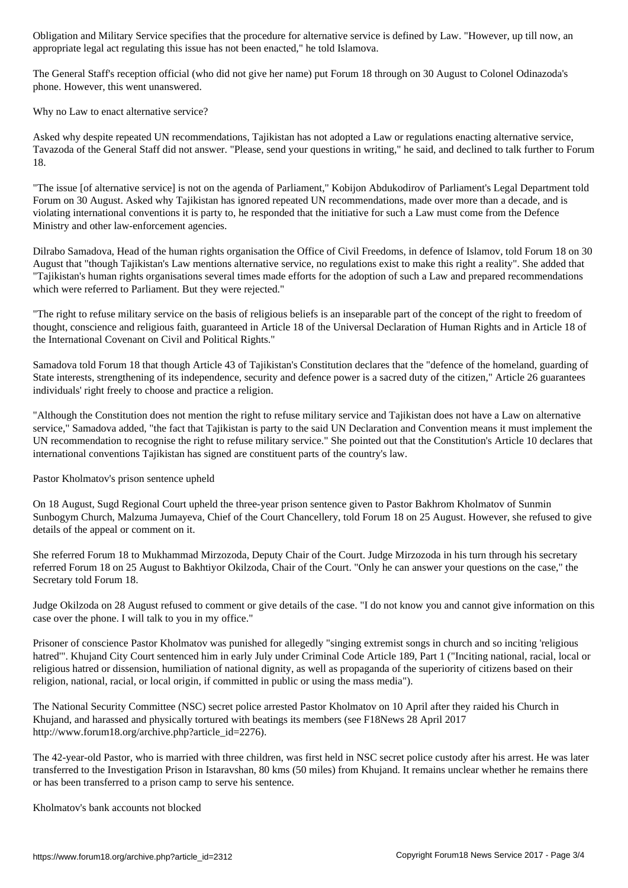Obligation and Military Service specifies that the procedure for alternative service is defined by Law. "However, up till now, an appropriate legal act regulating this issue has not been enacted," he told Islamova.

The General Staff's reception official (who did not give her name) put Forum 18 through on 30 August to Colonel Odinazoda's phone. However, this went unanswered.

## Why no Law to enact alternative service?

Asked why despite repeated UN recommendations, Tajikistan has not adopted a Law or regulations enacting alternative service, Tavazoda of the General Staff did not answer. "Please, send your questions in writing," he said, and declined to talk further to Forum 18.

"The issue [of alternative service] is not on the agenda of Parliament," Kobijon Abdukodirov of Parliament's Legal Department told Forum on 30 August. Asked why Tajikistan has ignored repeated UN recommendations, made over more than a decade, and is violating international conventions it is party to, he responded that the initiative for such a Law must come from the Defence Ministry and other law-enforcement agencies.

Dilrabo Samadova, Head of the human rights organisation the Office of Civil Freedoms, in defence of Islamov, told Forum 18 on 30 August that "though Tajikistan's Law mentions alternative service, no regulations exist to make this right a reality". She added that "Tajikistan's human rights organisations several times made efforts for the adoption of such a Law and prepared recommendations which were referred to Parliament. But they were rejected."

"The right to refuse military service on the basis of religious beliefs is an inseparable part of the concept of the right to freedom of thought, conscience and religious faith, guaranteed in Article 18 of the Universal Declaration of Human Rights and in Article 18 of the International Covenant on Civil and Political Rights."

Samadova told Forum 18 that though Article 43 of Tajikistan's Constitution declares that the "defence of the homeland, guarding of State interests, strengthening of its independence, security and defence power is a sacred duty of the citizen," Article 26 guarantees individuals' right freely to choose and practice a religion.

"Although the Constitution does not mention the right to refuse military service and Tajikistan does not have a Law on alternative service," Samadova added, "the fact that Tajikistan is party to the said UN Declaration and Convention means it must implement the UN recommendation to recognise the right to refuse military service." She pointed out that the Constitution's Article 10 declares that international conventions Tajikistan has signed are constituent parts of the country's law.

## Pastor Kholmatov's prison sentence upheld

On 18 August, Sugd Regional Court upheld the three-year prison sentence given to Pastor Bakhrom Kholmatov of Sunmin Sunbogym Church, Malzuma Jumayeva, Chief of the Court Chancellery, told Forum 18 on 25 August. However, she refused to give details of the appeal or comment on it.

She referred Forum 18 to Mukhammad Mirzozoda, Deputy Chair of the Court. Judge Mirzozoda in his turn through his secretary referred Forum 18 on 25 August to Bakhtiyor Okilzoda, Chair of the Court. "Only he can answer your questions on the case," the Secretary told Forum 18.

Judge Okilzoda on 28 August refused to comment or give details of the case. "I do not know you and cannot give information on this case over the phone. I will talk to you in my office."

Prisoner of conscience Pastor Kholmatov was punished for allegedly "singing extremist songs in church and so inciting 'religious hatred'". Khujand City Court sentenced him in early July under Criminal Code Article 189, Part 1 ("Inciting national, racial, local or religious hatred or dissension, humiliation of national dignity, as well as propaganda of the superiority of citizens based on their religion, national, racial, or local origin, if committed in public or using the mass media").

The National Security Committee (NSC) secret police arrested Pastor Kholmatov on 10 April after they raided his Church in Khujand, and harassed and physically tortured with beatings its members (see F18News 28 April 2017 http://www.forum18.org/archive.php?article_id=2276).

The 42-year-old Pastor, who is married with three children, was first held in NSC secret police custody after his arrest. He was later transferred to the Investigation Prison in Istaravshan, 80 kms (50 miles) from Khujand. It remains unclear whether he remains there or has been transferred to a prison camp to serve his sentence.

## Kholmatov's bank accounts not blocked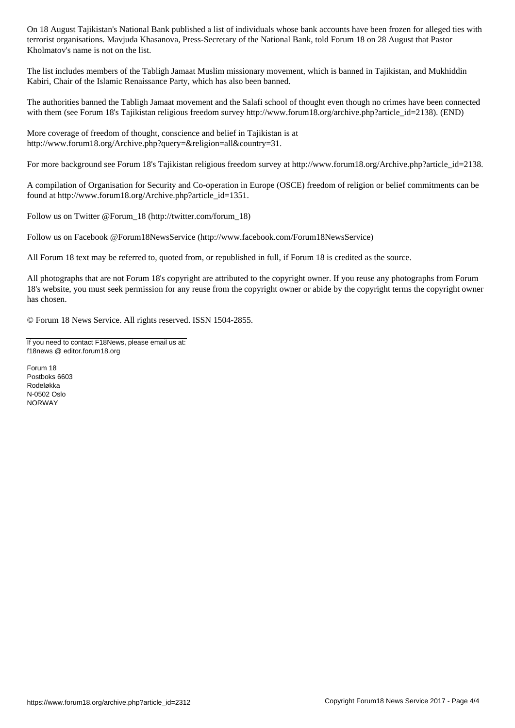On 18 August Tajikistan's National Bank published a list of individuals whose bank accounts have been frozen for alleged ties with terrorist organisations. Mavjuda Khasanova, Press-Secretary of the National Bank, told Forum 18 on 28 August that Pastor Kholmatov's name is not on the list.

The list includes members of the Tabligh Jamaat Muslim missionary movement, which is banned in Tajikistan, and Mukhiddin Kabiri, Chair of the Islamic Renaissance Party, which has also been banned.

The authorities banned the Tabligh Jamaat movement and the Salafi school of thought even though no crimes have been connected with them (see Forum 18's Tajikistan religious freedom survey http://www.forum18.org/archive.php?article_id=2138). (END)

More coverage of freedom of thought, conscience and belief in Tajikistan is at http://www.forum18.org/Archive.php?query=&religion=all&country=31.

For more background see Forum 18's Tajikistan religious freedom survey at http://www.forum18.org/Archive.php?article_id=2138.

A compilation of Organisation for Security and Co-operation in Europe (OSCE) freedom of religion or belief commitments can be found at http://www.forum18.org/Archive.php?article_id=1351.

Follow us on Twitter @Forum_18 (http://twitter.com/forum_18)

Follow us on Facebook @Forum18NewsService (http://www.facebook.com/Forum18NewsService)

All Forum 18 text may be referred to, quoted from, or republished in full, if Forum 18 is credited as the source.

All photographs that are not Forum 18's copyright are attributed to the copyright owner. If you reuse any photographs from Forum 18's website, you must seek permission for any reuse from the copyright owner or abide by the copyright terms the copyright owner has chosen.

© Forum 18 News Service. All rights reserved. ISSN 1504-2855.

If you need to contact F18News, please email us at:
f18news @ editor.forum18.org

Forum 18
Postboks 6603
Rodeløkka
N-0502 Oslo
NORWAY